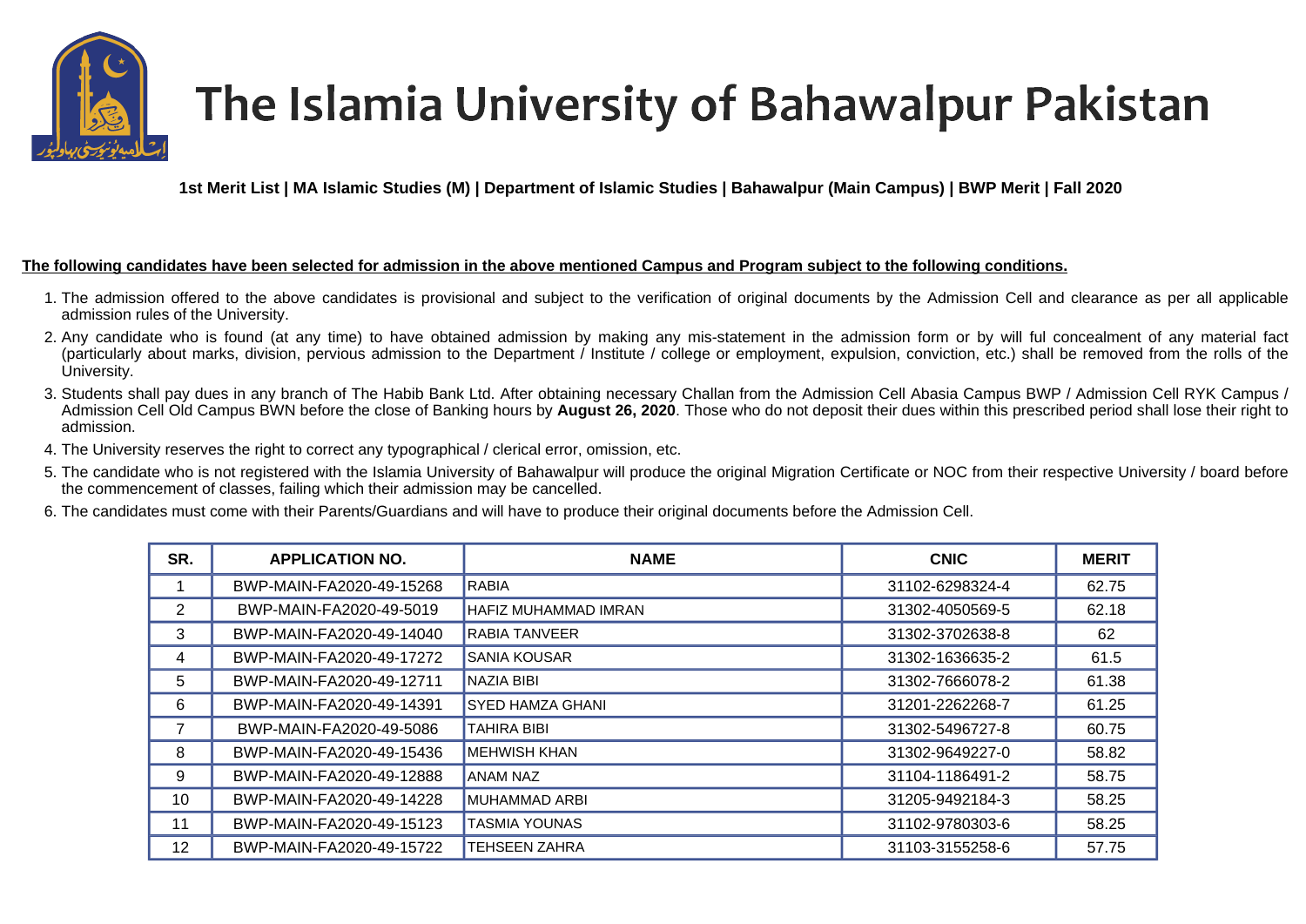# The Islamia University of Bahawalpur Pakistan

**1st Merit List | MA Islamic Studies (M) | Department of Islamic Studies | Bahawalpur (Main Campus) | BWP Merit | Fall 2020**

**The following candidates have been selected for admission in the above mentioned Campus and Program subject to the following conditions.**

1. The admission offered to the above candidates is provisional and subject to the verification of original documents by the Admission Cell and clearance as per all applicable admission rules of the University.
2. Any candidate who is found (at any time) to have obtained admission by making any mis-statement in the admission form or by will ful concealment of any material fact (particularly about marks, division, pervious admission to the Department / Institute / college or employment, expulsion, conviction, etc.) shall be removed from the rolls of the University.
3. Students shall pay dues in any branch of The Habib Bank Ltd. After obtaining necessary Challan from the Admission Cell Abasia Campus BWP / Admission Cell RYK Campus / Admission Cell Old Campus BWN before the close of Banking hours by **August 26, 2020**. Those who do not deposit their dues within this prescribed period shall lose their right to admission.
4. The University reserves the right to correct any typographical / clerical error, omission, etc.
5. The candidate who is not registered with the Islamia University of Bahawalpur will produce the original Migration Certificate or NOC from their respective University / board before the commencement of classes, failing which their admission may be cancelled.
6. The candidates must come with their Parents/Guardians and will have to produce their original documents before the Admission Cell.

| SR. | APPLICATION NO. | NAME | CNIC | MERIT |
|---|---|---|---|---|
| 1 | BWP-MAIN-FA2020-49-15268 | RABIA | 31102-6298324-4 | 62.75 |
| 2 | BWP-MAIN-FA2020-49-5019 | HAFIZ MUHAMMAD IMRAN | 31302-4050569-5 | 62.18 |
| 3 | BWP-MAIN-FA2020-49-14040 | RABIA TANVEER | 31302-3702638-8 | 62 |
| 4 | BWP-MAIN-FA2020-49-17272 | SANIA KOUSAR | 31302-1636635-2 | 61.5 |
| 5 | BWP-MAIN-FA2020-49-12711 | NAZIA BIBI | 31302-7666078-2 | 61.38 |
| 6 | BWP-MAIN-FA2020-49-14391 | SYED HAMZA GHANI | 31201-2262268-7 | 61.25 |
| 7 | BWP-MAIN-FA2020-49-5086 | TAHIRA BIBI | 31302-5496727-8 | 60.75 |
| 8 | BWP-MAIN-FA2020-49-15436 | MEHWISH KHAN | 31302-9649227-0 | 58.82 |
| 9 | BWP-MAIN-FA2020-49-12888 | ANAM NAZ | 31104-1186491-2 | 58.75 |
| 10 | BWP-MAIN-FA2020-49-14228 | MUHAMMAD ARBI | 31205-9492184-3 | 58.25 |
| 11 | BWP-MAIN-FA2020-49-15123 | TASMIA YOUNAS | 31102-9780303-6 | 58.25 |
| 12 | BWP-MAIN-FA2020-49-15722 | TEHSEEN ZAHRA | 31103-3155258-6 | 57.75 |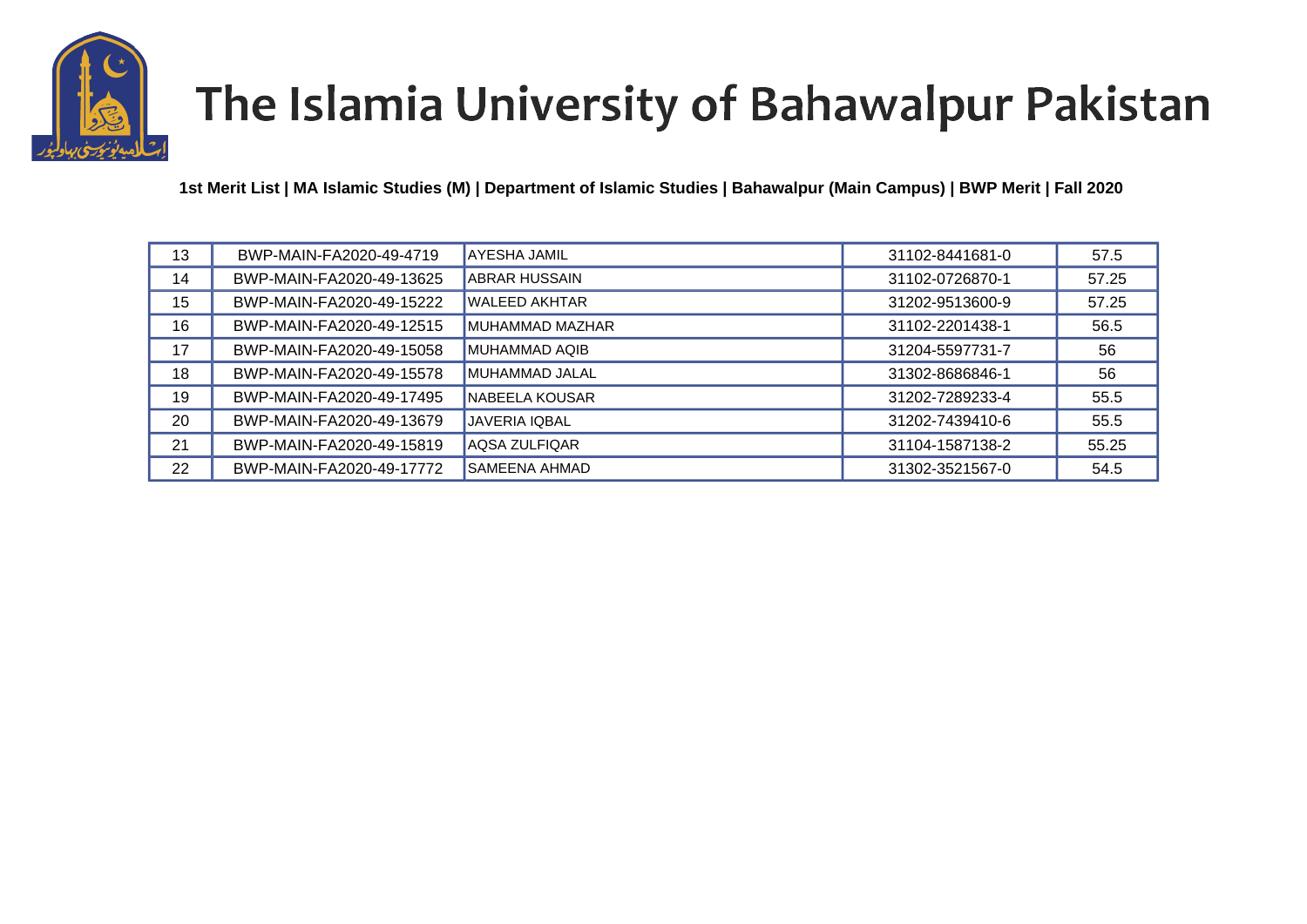# The Islamia University of Bahawalpur Pakistan

**1st Merit List | MA Islamic Studies (M) | Department of Islamic Studies | Bahawalpur (Main Campus) | BWP Merit | Fall 2020**

| | | | | |
|---|---|---|---|---|
| 13 | BWP-MAIN-FA2020-49-4719 | AYESHA JAMIL | 31102-8441681-0 | 57.5 |
| 14 | BWP-MAIN-FA2020-49-13625 | ABRAR HUSSAIN | 31102-0726870-1 | 57.25 |
| 15 | BWP-MAIN-FA2020-49-15222 | WALEED AKHTAR | 31202-9513600-9 | 57.25 |
| 16 | BWP-MAIN-FA2020-49-12515 | MUHAMMAD MAZHAR | 31102-2201438-1 | 56.5 |
| 17 | BWP-MAIN-FA2020-49-15058 | MUHAMMAD AQIB | 31204-5597731-7 | 56 |
| 18 | BWP-MAIN-FA2020-49-15578 | MUHAMMAD JALAL | 31302-8686846-1 | 56 |
| 19 | BWP-MAIN-FA2020-49-17495 | NABEELA KOUSAR | 31202-7289233-4 | 55.5 |
| 20 | BWP-MAIN-FA2020-49-13679 | JAVERIA IQBAL | 31202-7439410-6 | 55.5 |
| 21 | BWP-MAIN-FA2020-49-15819 | AQSA ZULFIQAR | 31104-1587138-2 | 55.25 |
| 22 | BWP-MAIN-FA2020-49-17772 | SAMEENA AHMAD | 31302-3521567-0 | 54.5 |